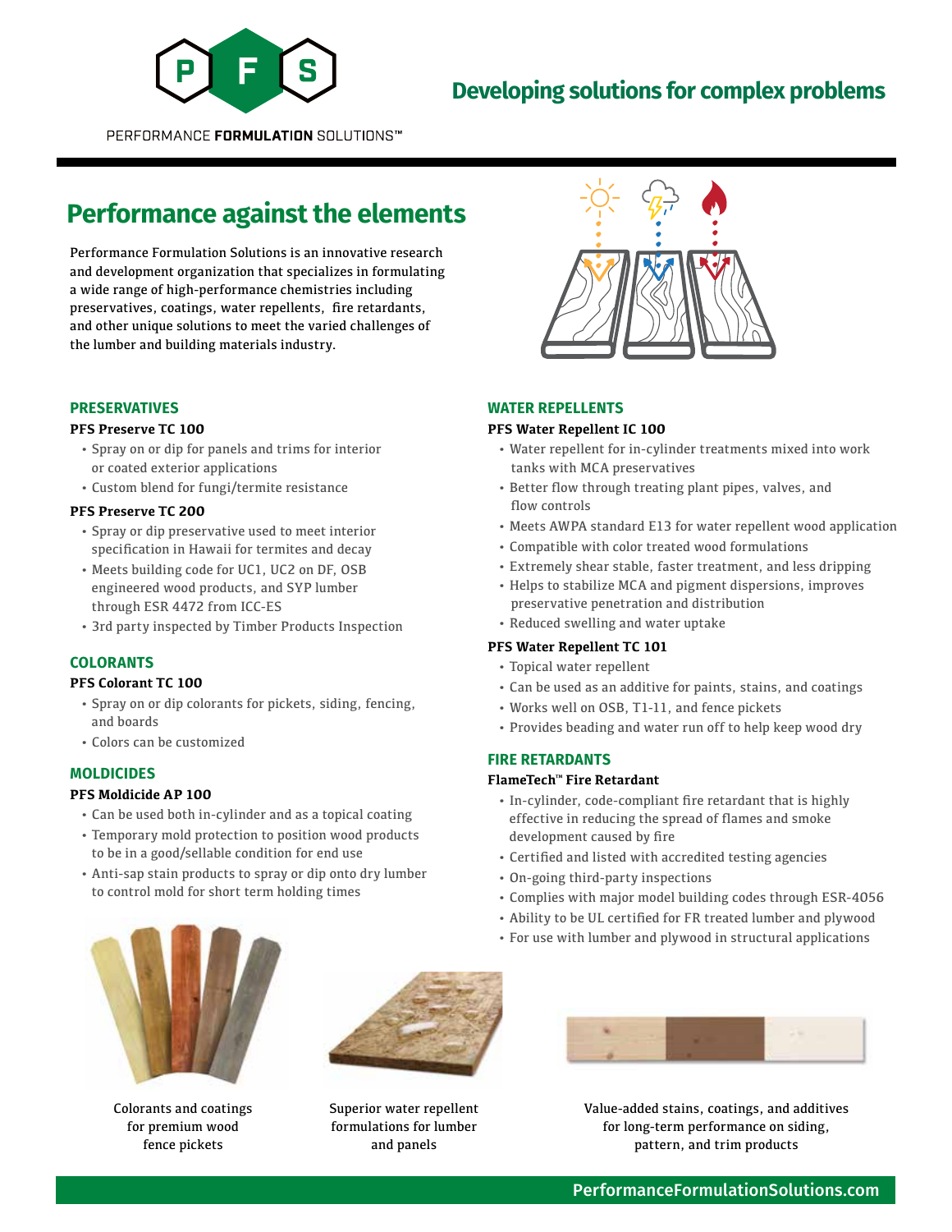PERFORMANCE **FORMULATION** SOLUTIONS™

## Developing solutions for complex problems

# Performance against the elements

Performance Formulation Solutions is an innovative research and development organization that specializes in formulating a wide range of high-performance chemistries including preservatives, coatings, water repellents, fire retardants, and other unique solutions to meet the varied challenges of the lumber and building materials industry.

## PRESERVATIVES

### PFS Preserve TC 100

- Spray on or dip for panels and trims for interior or coated exterior applications
- Custom blend for fungi/termite resistance

### PFS Preserve TC 200

- Spray or dip preservative used to meet interior specification in Hawaii for termites and decay
- Meets building code for UC1, UC2 on DF, OSB engineered wood products, and SYP lumber through ESR 4472 from ICC-ES
- 3rd party inspected by Timber Products Inspection

## COLORANTS

### PFS Colorant TC 100

- Spray on or dip colorants for pickets, siding, fencing, and boards
- Colors can be customized

## MOLDICIDES

### PFS Moldicide AP 100

- Can be used both in-cylinder and as a topical coating
- Temporary mold protection to position wood products to be in a good/sellable condition for end use
- Anti-sap stain products to spray or dip onto dry lumber to control mold for short term holding times

## WATER REPELLENTS

### PFS Water Repellent IC 100

- Water repellent for in-cylinder treatments mixed into work tanks with MCA preservatives
- Better flow through treating plant pipes, valves, and flow controls
- Meets AWPA standard E13 for water repellent wood application
- Compatible with color treated wood formulations
- Extremely shear stable, faster treatment, and less dripping
- Helps to stabilize MCA and pigment dispersions, improves preservative penetration and distribution
- Reduced swelling and water uptake

### PFS Water Repellent TC 101

- Topical water repellent
- Can be used as an additive for paints, stains, and coatings
- Works well on OSB, T1-11, and fence pickets
- Provides beading and water run off to help keep wood dry

## FIRE RETARDANTS

### FlameTech™ Fire Retardant

- In-cylinder, code-compliant fire retardant that is highly effective in reducing the spread of flames and smoke development caused by fire
- Certified and listed with accredited testing agencies
- On-going third-party inspections
- Complies with major model building codes through ESR-4056
- Ability to be UL certified for FR treated lumber and plywood
- For use with lumber and plywood in structural applications

Colorants and coatings for premium wood fence pickets

Superior water repellent formulations for lumber and panels

Value-added stains, coatings, and additives for long-term performance on siding, pattern, and trim products

PerformanceFormulationSolutions.com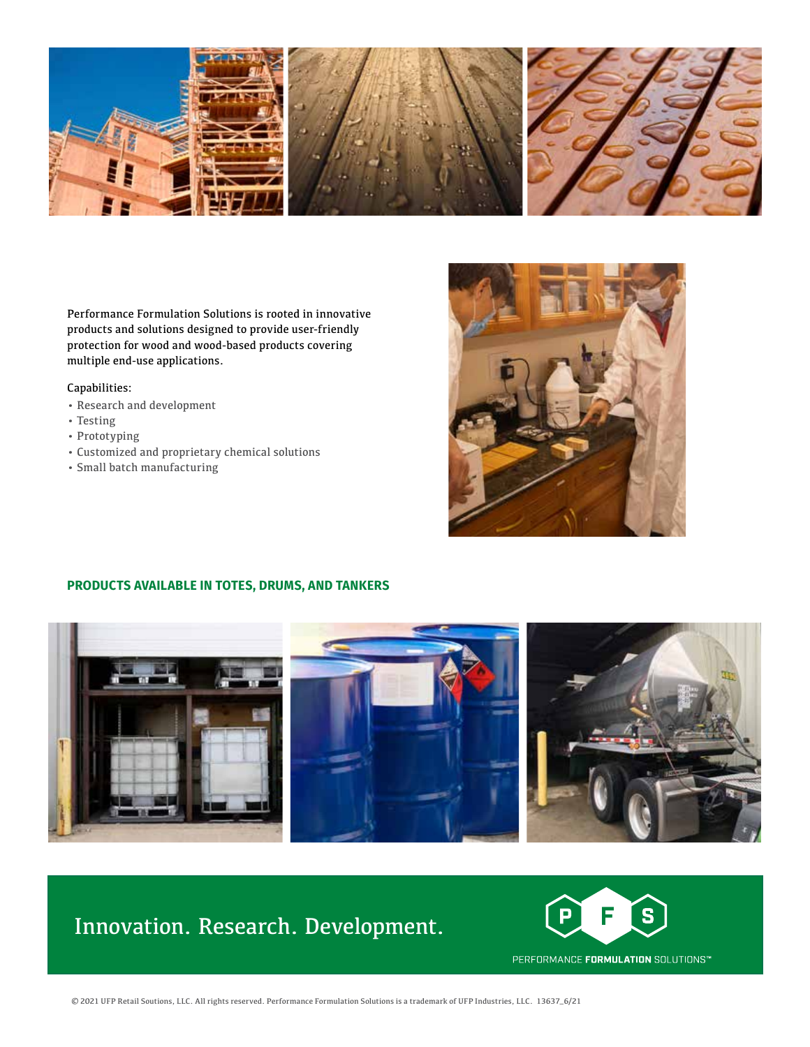Performance Formulation Solutions is rooted in innovative products and solutions designed to provide user-friendly protection for wood and wood-based products covering multiple end-use applications.

Capabilities:

- Research and development
- Testing
- Prototyping
- Customized and proprietary chemical solutions
- Small batch manufacturing

## PRODUCTS AVAILABLE IN TOTES, DRUMS, AND TANKERS

Innovation. Research. Development.

PERFORMANCE **FORMULATION** SOLUTIONS™

© 2021 UFP Retail Soutions, LLC. All rights reserved. Performance Formulation Solutions is a trademark of UFP Industries, LLC. 13637_6/21